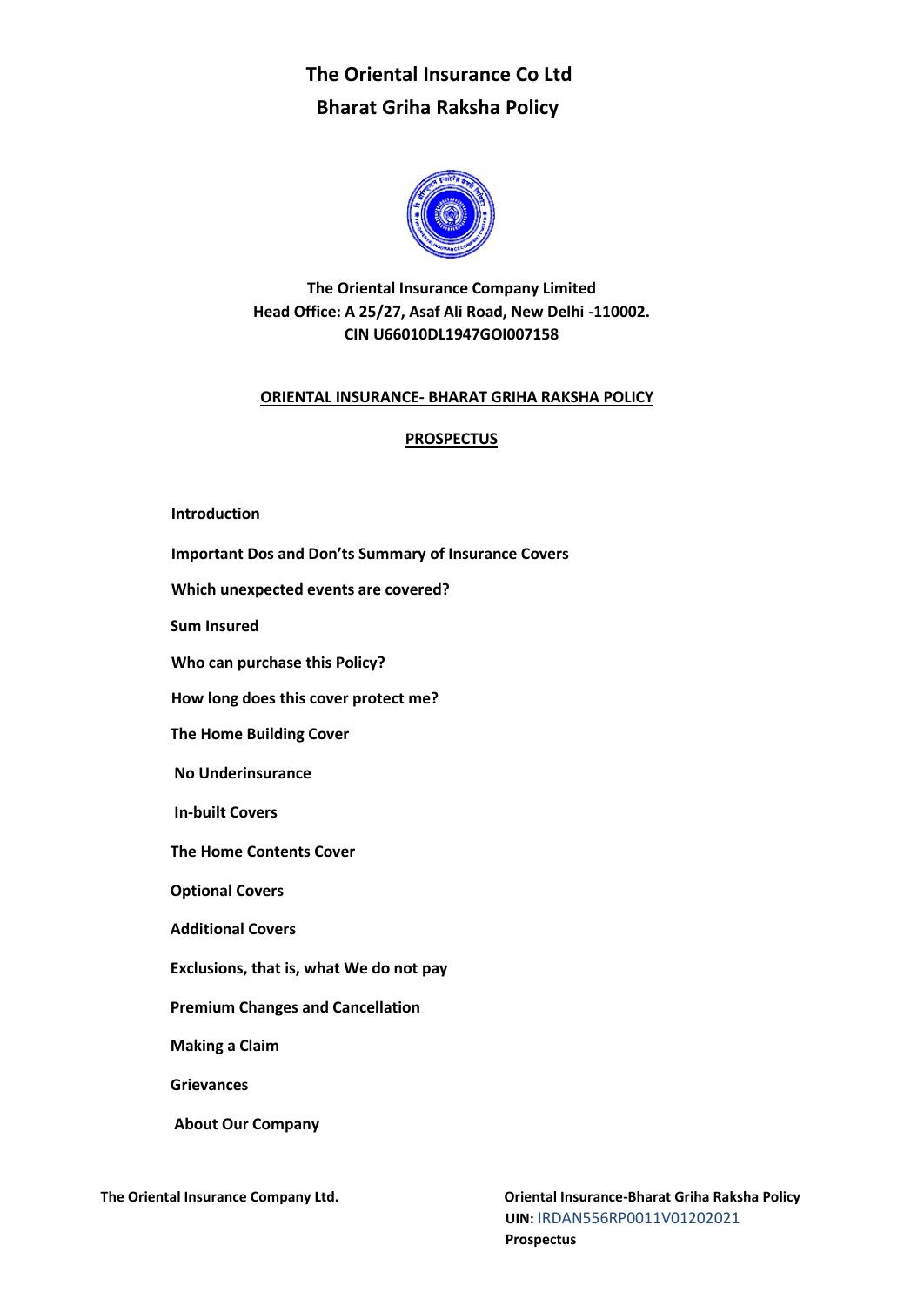# The Oriental Insurance Co Ltd
# Bharat Griha Raksha Policy

**The Oriental Insurance Company Limited**
**Head Office: A 25/27, Asaf Ali Road, New Delhi -110002.**
**CIN U66010DL1947GOI007158**

## ORIENTAL INSURANCE- BHARAT GRIHA RAKSHA POLICY

## PROSPECTUS

**Introduction**

**Important Dos and Don'ts Summary of Insurance Covers**

**Which unexpected events are covered?**

**Sum Insured**

**Who can purchase this Policy?**

**How long does this cover protect me?**

**The Home Building Cover**

**No Underinsurance**

**In-built Covers**

**The Home Contents Cover**

**Optional Covers**

**Additional Covers**

**Exclusions, that is, what We do not pay**

**Premium Changes and Cancellation**

**Making a Claim**

**Grievances**

**About Our Company**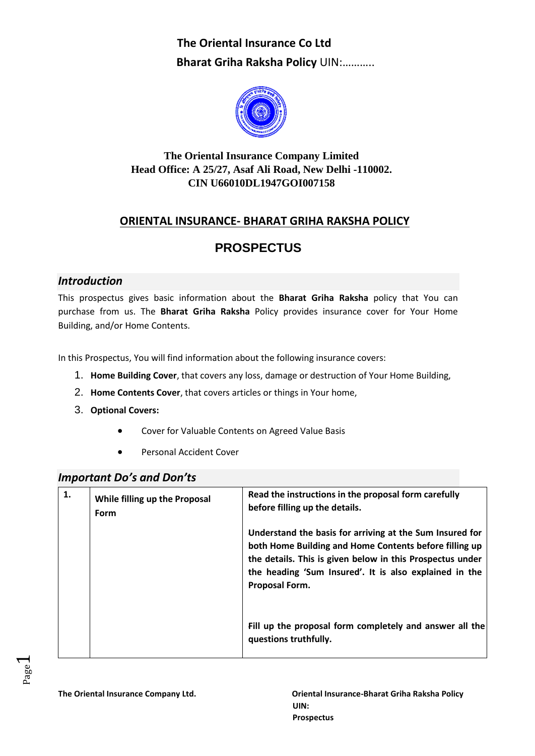# The Oriental Insurance Co Ltd

**Bharat Griha Raksha Policy** UIN:………..

**The Oriental Insurance Company Limited**
**Head Office: A 25/27, Asaf Ali Road, New Delhi -110002.**
**CIN U66010DL1947GOI007158**

## ORIENTAL INSURANCE- BHARAT GRIHA RAKSHA POLICY

## PROSPECTUS

### *Introduction*

This prospectus gives basic information about the **Bharat Griha Raksha** policy that You can purchase from us. The **Bharat Griha Raksha** Policy provides insurance cover for Your Home Building, and/or Home Contents.

In this Prospectus, You will find information about the following insurance covers:

1. **Home Building Cover**, that covers any loss, damage or destruction of Your Home Building,
2. **Home Contents Cover**, that covers articles or things in Your home,
3. **Optional Covers:**
    - Cover for Valuable Contents on Agreed Value Basis
    - Personal Accident Cover

### *Important Do's and Don'ts*

| | | |
|---|---|---|
| **1.** | **While filling up the Proposal Form** | **Read the instructions in the proposal form carefully before filling up the details.**<br><br>**Understand the basis for arriving at the Sum Insured for both Home Building and Home Contents before filling up the details. This is given below in this Prospectus under the heading 'Sum Insured'. It is also explained in the Proposal Form.**<br><br>**Fill up the proposal form completely and answer all the questions truthfully.** |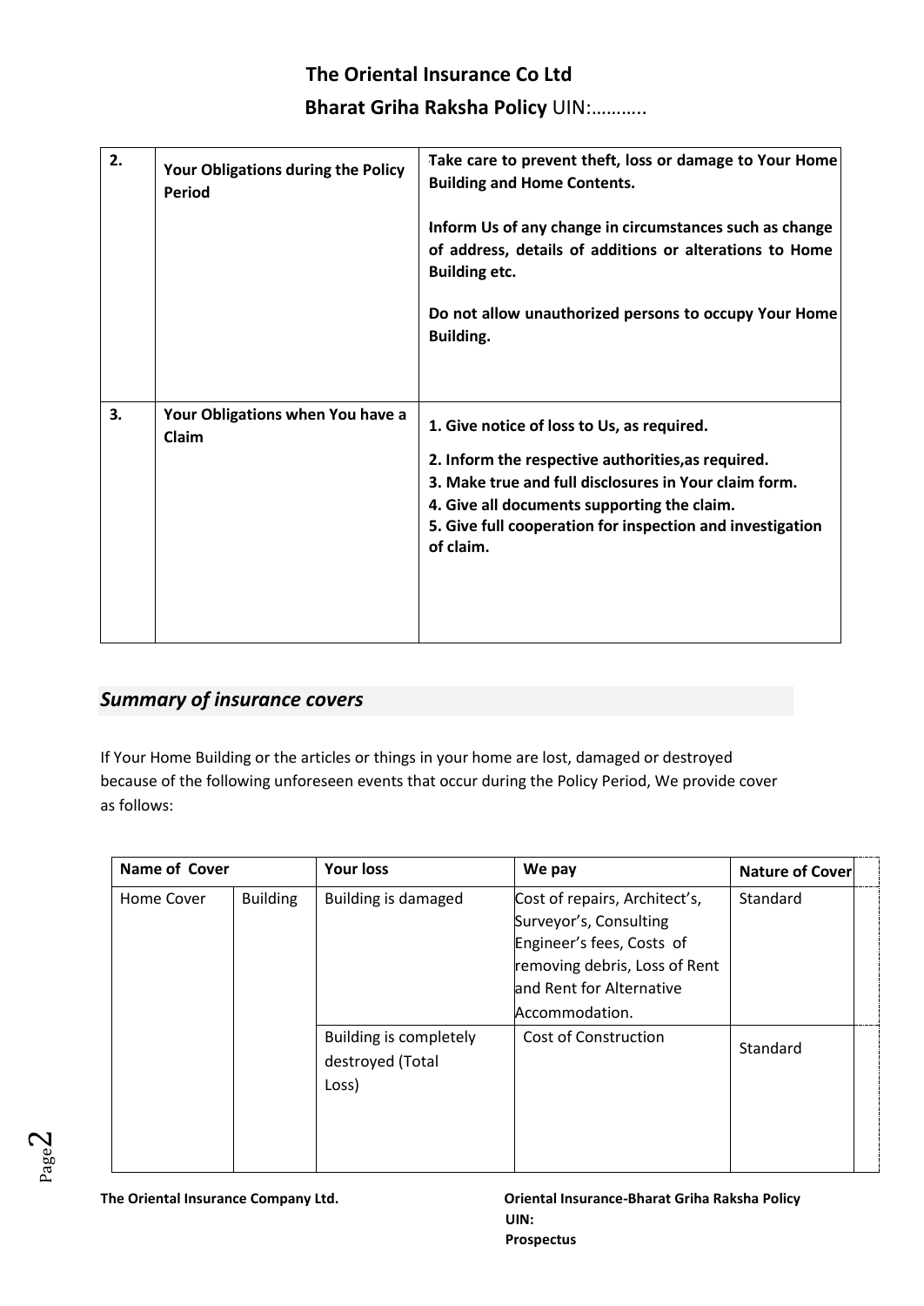| | | |
|---|---|---|
| 2. | **Your Obligations during the Policy Period** | **Take care to prevent theft, loss or damage to Your Home Building and Home Contents.**<br><br>**Inform Us of any change in circumstances such as change of address, details of additions or alterations to Home Building etc.**<br><br>**Do not allow unauthorized persons to occupy Your Home Building.** |
| 3. | **Your Obligations when You have a Claim** | **1. Give notice of loss to Us, as required.**<br>**2. Inform the respective authorities,as required.**<br>**3. Make true and full disclosures in Your claim form.**<br>**4. Give all documents supporting the claim.**<br>**5. Give full cooperation for inspection and investigation of claim.** |

## *Summary of insurance covers*

If Your Home Building or the articles or things in your home are lost, damaged or destroyed because of the following unforeseen events that occur during the Policy Period, We provide cover as follows:

| Name of Cover | | Your loss | We pay | Nature of Cover |
|---|---|---|---|---|
| Home Cover | Building | Building is damaged | Cost of repairs, Architect's, Surveyor's, Consulting Engineer's fees, Costs of removing debris, Loss of Rent and Rent for Alternative Accommodation. | Standard |
| | | Building is completely destroyed (Total Loss) | Cost of Construction | Standard |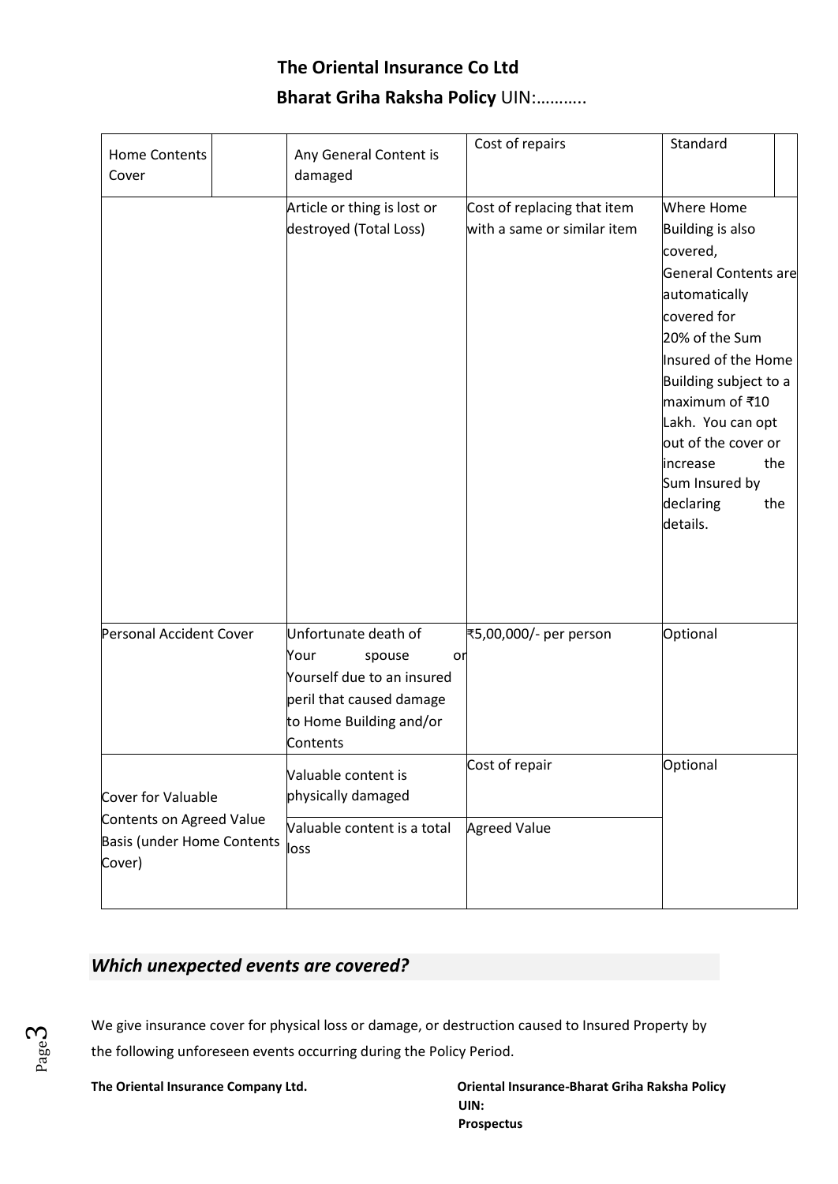| | | | |
|---|---|---|---|
| Home Contents Cover | Any General Content is damaged | Cost of repairs | Standard |
| | Article or thing is lost or destroyed (Total Loss) | Cost of replacing that item with a same or similar item | Where Home Building is also covered, General Contents are automatically covered for 20% of the Sum Insured of the Home Building subject to a maximum of ₹10 Lakh. You can opt out of the cover or increase the Sum Insured by declaring the details. |
| Personal Accident Cover | Unfortunate death of Your spouse or Yourself due to an insured peril that caused damage to Home Building and/or Contents | ₹5,00,000/- per person | Optional |
| Cover for Valuable Contents on Agreed Value Basis (under Home Contents Cover) | Valuable content is physically damaged | Cost of repair | Optional |
| | Valuable content is a total loss | Agreed Value | |

## *Which unexpected events are covered?*

We give insurance cover for physical loss or damage, or destruction caused to Insured Property by the following unforeseen events occurring during the Policy Period.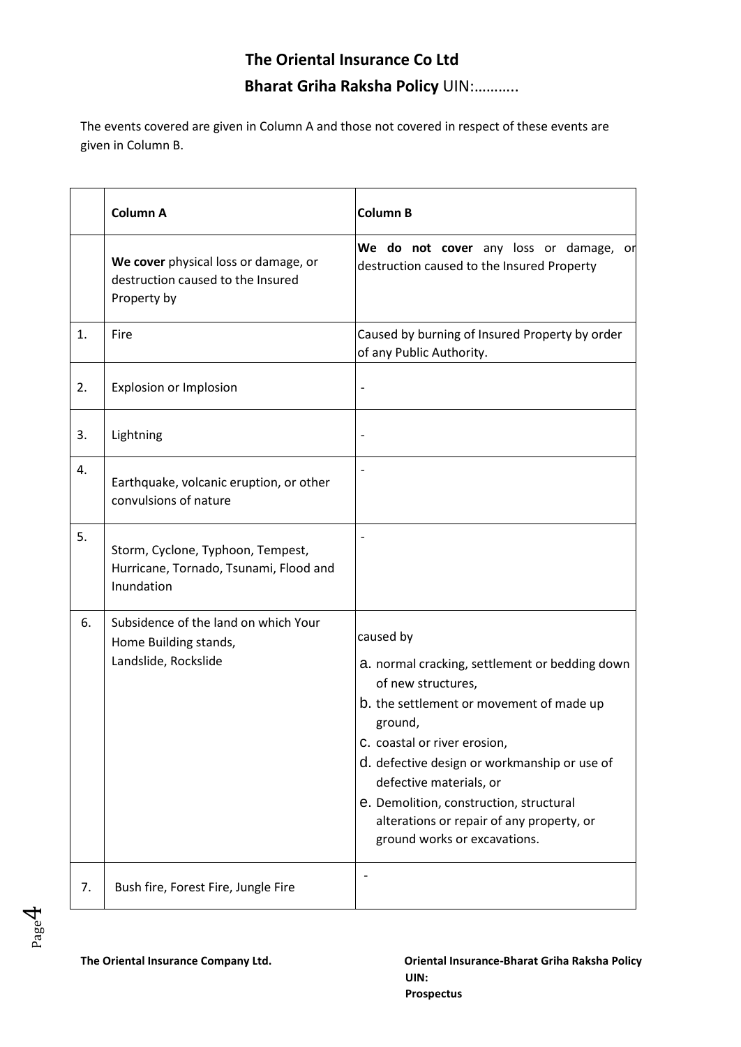**The Oriental Insurance Co Ltd**

**Bharat Griha Raksha Policy** UIN:………..

The events covered are given in Column A and those not covered in respect of these events are given in Column B.

| | **Column A** | **Column B** |
|---|---|---|
| | **We cover** physical loss or damage, or destruction caused to the Insured Property by | **We do not cover** any loss or damage, or destruction caused to the Insured Property |
| 1. | Fire | Caused by burning of Insured Property by order of any Public Authority. |
| 2. | Explosion or Implosion | - |
| 3. | Lightning | - |
| 4. | Earthquake, volcanic eruption, or other convulsions of nature | - |
| 5. | Storm, Cyclone, Typhoon, Tempest, Hurricane, Tornado, Tsunami, Flood and Inundation | - |
| 6. | Subsidence of the land on which Your Home Building stands, Landslide, Rockslide | caused by<br>a. normal cracking, settlement or bedding down of new structures,<br>b. the settlement or movement of made up ground,<br>c. coastal or river erosion,<br>d. defective design or workmanship or use of defective materials, or<br>e. Demolition, construction, structural alterations or repair of any property, or ground works or excavations. |
| 7. | Bush fire, Forest Fire, Jungle Fire | - |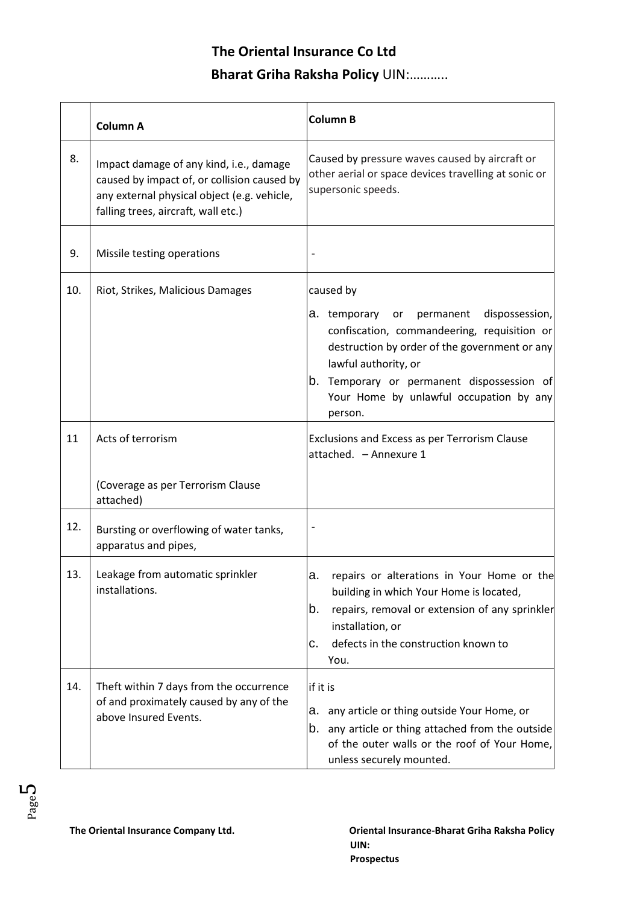| | Column A | Column B |
|---|---|---|
| 8. | Impact damage of any kind, i.e., damage caused by impact of, or collision caused by any external physical object (e.g. vehicle, falling trees, aircraft, wall etc.) | Caused by pressure waves caused by aircraft or other aerial or space devices travelling at sonic or supersonic speeds. |
| 9. | Missile testing operations | - |
| 10. | Riot, Strikes, Malicious Damages | caused by<br>a. temporary or permanent dispossession, confiscation, commandeering, requisition or destruction by order of the government or any lawful authority, or<br>b. Temporary or permanent dispossession of Your Home by unlawful occupation by any person. |
| 11 | Acts of terrorism<br><br>(Coverage as per Terrorism Clause attached) | Exclusions and Excess as per Terrorism Clause attached. – Annexure 1 |
| 12. | Bursting or overflowing of water tanks, apparatus and pipes, | - |
| 13. | Leakage from automatic sprinkler installations. | a. repairs or alterations in Your Home or the building in which Your Home is located,<br>b. repairs, removal or extension of any sprinkler installation, or<br>c. defects in the construction known to You. |
| 14. | Theft within 7 days from the occurrence of and proximately caused by any of the above Insured Events. | if it is<br>a. any article or thing outside Your Home, or<br>b. any article or thing attached from the outside of the outer walls or the roof of Your Home, unless securely mounted. |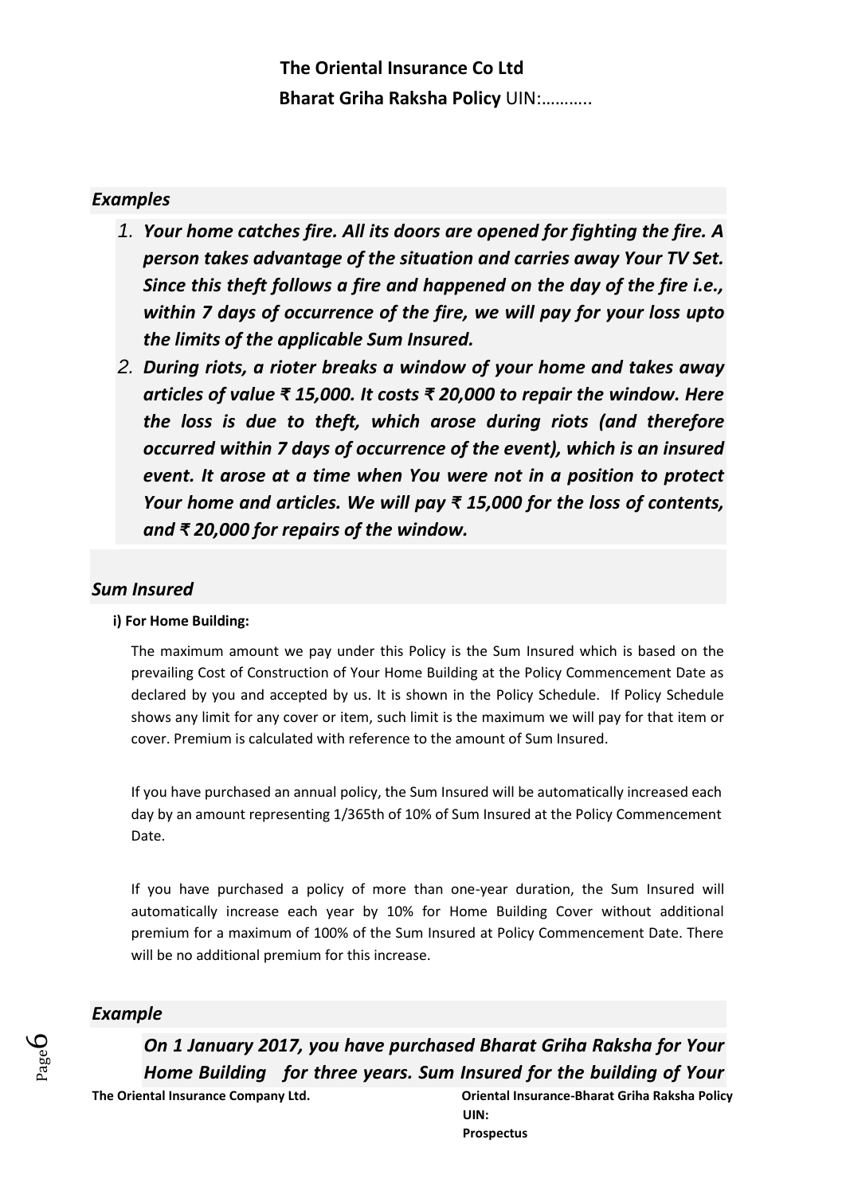## *Examples*

1. ***Your home catches fire. All its doors are opened for fighting the fire. A person takes advantage of the situation and carries away Your TV Set. Since this theft follows a fire and happened on the day of the fire i.e., within 7 days of occurrence of the fire, we will pay for your loss upto the limits of the applicable Sum Insured.***
2. ***During riots, a rioter breaks a window of your home and takes away articles of value ₹ 15,000. It costs ₹ 20,000 to repair the window. Here the loss is due to theft, which arose during riots (and therefore occurred within 7 days of occurrence of the event), which is an insured event. It arose at a time when You were not in a position to protect Your home and articles. We will pay ₹ 15,000 for the loss of contents, and ₹ 20,000 for repairs of the window.***

## *Sum Insured*

**i) For Home Building:**

The maximum amount we pay under this Policy is the Sum Insured which is based on the prevailing Cost of Construction of Your Home Building at the Policy Commencement Date as declared by you and accepted by us. It is shown in the Policy Schedule. If Policy Schedule shows any limit for any cover or item, such limit is the maximum we will pay for that item or cover. Premium is calculated with reference to the amount of Sum Insured.

If you have purchased an annual policy, the Sum Insured will be automatically increased each day by an amount representing 1/365th of 10% of Sum Insured at the Policy Commencement Date.

If you have purchased a policy of more than one-year duration, the Sum Insured will automatically increase each year by 10% for Home Building Cover without additional premium for a maximum of 100% of the Sum Insured at Policy Commencement Date. There will be no additional premium for this increase.

## *Example*

***On 1 January 2017, you have purchased Bharat Griha Raksha for Your Home Building for three years. Sum Insured for the building of Your***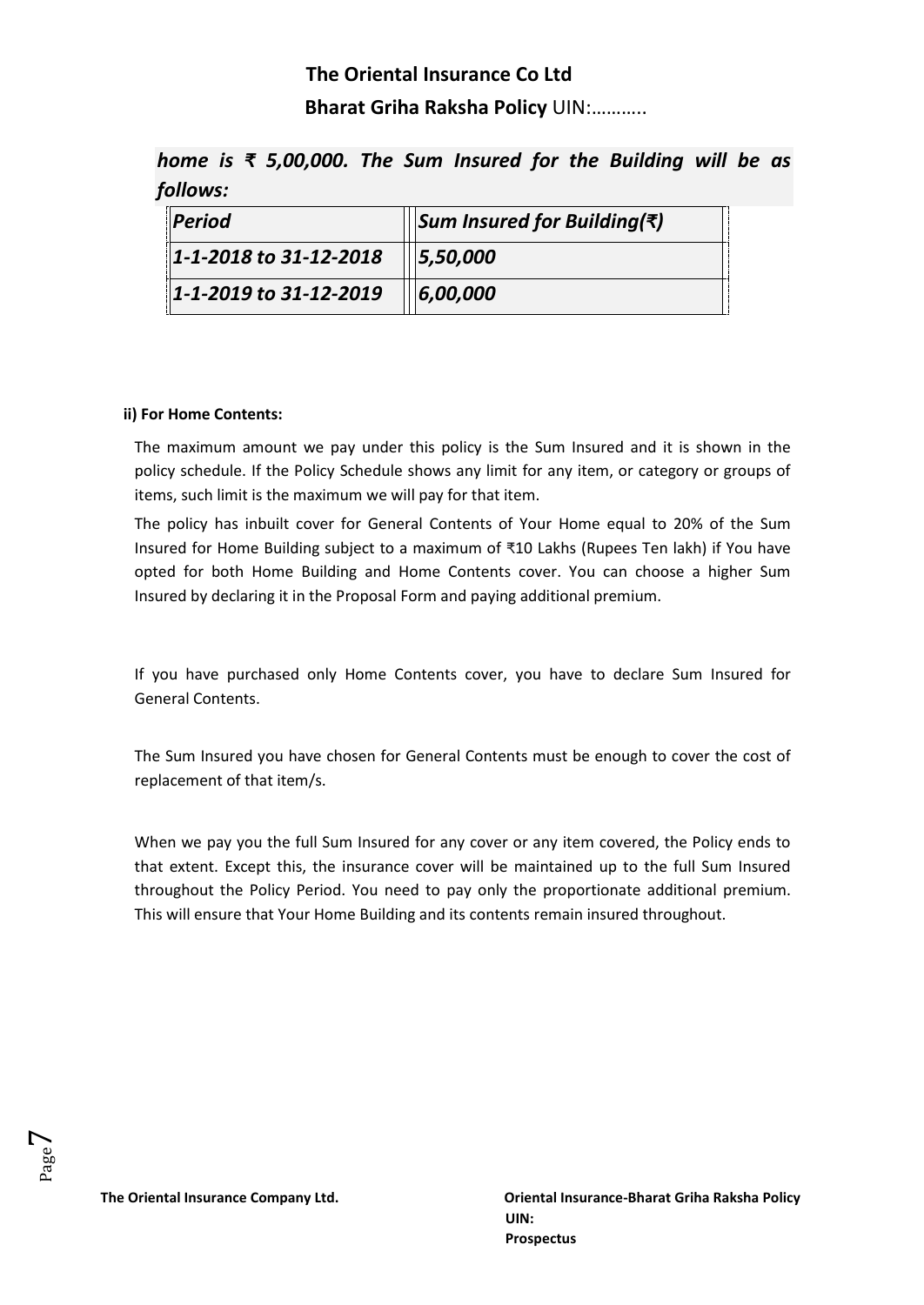***home is ₹ 5,00,000. The Sum Insured for the Building will be as follows:***

| ***Period*** | ***Sum Insured for Building(₹)*** |
|---|---|
| ***1-1-2018 to 31-12-2018*** | ***5,50,000*** |
| ***1-1-2019 to 31-12-2019*** | ***6,00,000*** |

**ii) For Home Contents:**

The maximum amount we pay under this policy is the Sum Insured and it is shown in the policy schedule. If the Policy Schedule shows any limit for any item, or category or groups of items, such limit is the maximum we will pay for that item.

The policy has inbuilt cover for General Contents of Your Home equal to 20% of the Sum Insured for Home Building subject to a maximum of ₹10 Lakhs (Rupees Ten lakh) if You have opted for both Home Building and Home Contents cover. You can choose a higher Sum Insured by declaring it in the Proposal Form and paying additional premium.

If you have purchased only Home Contents cover, you have to declare Sum Insured for General Contents.

The Sum Insured you have chosen for General Contents must be enough to cover the cost of replacement of that item/s.

When we pay you the full Sum Insured for any cover or any item covered, the Policy ends to that extent. Except this, the insurance cover will be maintained up to the full Sum Insured throughout the Policy Period. You need to pay only the proportionate additional premium. This will ensure that Your Home Building and its contents remain insured throughout.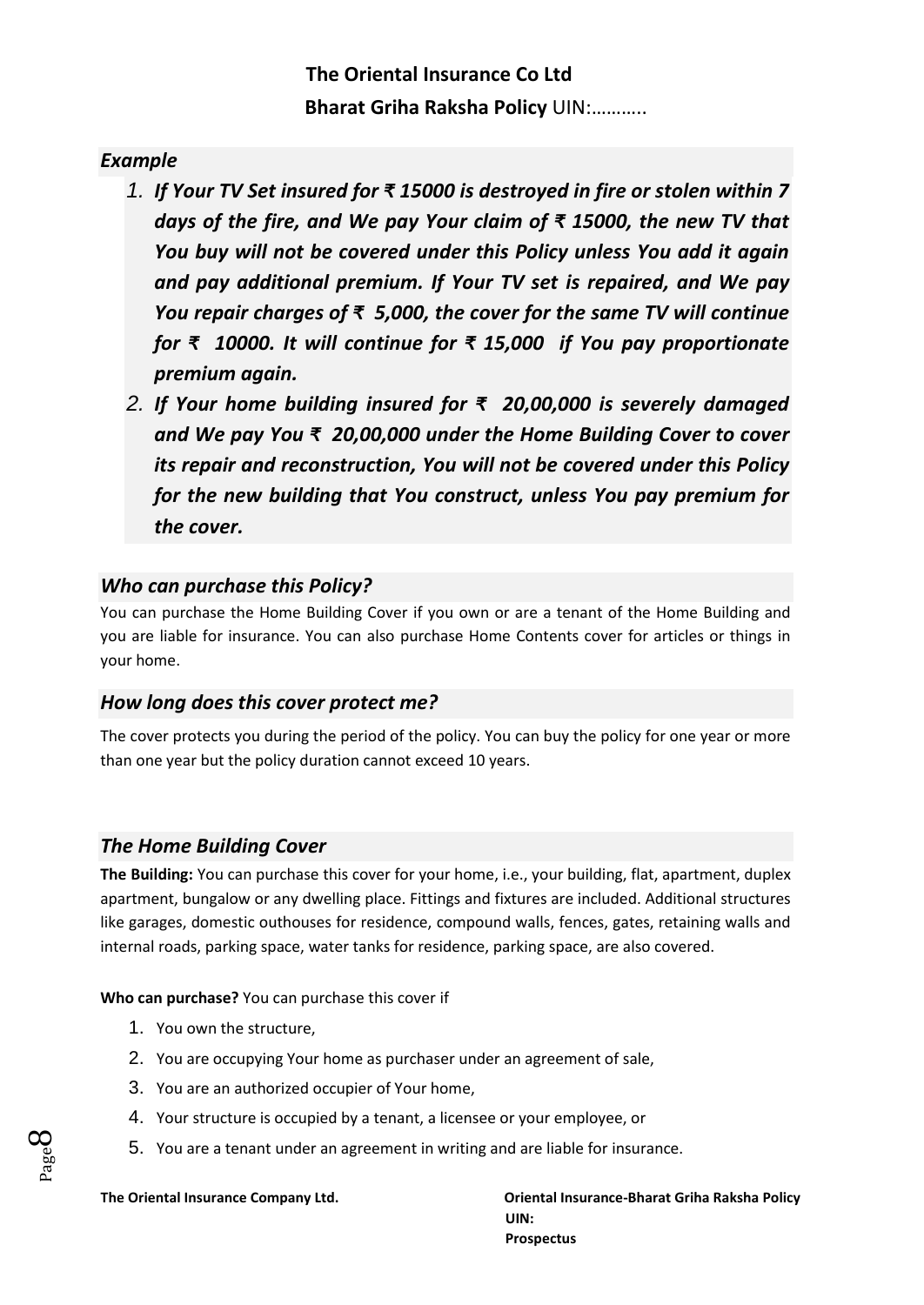### *Example*

1. ***If Your TV Set insured for ₹ 15000 is destroyed in fire or stolen within 7 days of the fire, and We pay Your claim of ₹ 15000, the new TV that You buy will not be covered under this Policy unless You add it again and pay additional premium. If Your TV set is repaired, and We pay You repair charges of ₹ 5,000, the cover for the same TV will continue for ₹ 10000. It will continue for ₹ 15,000 if You pay proportionate premium again.***
2. ***If Your home building insured for ₹ 20,00,000 is severely damaged and We pay You ₹ 20,00,000 under the Home Building Cover to cover its repair and reconstruction, You will not be covered under this Policy for the new building that You construct, unless You pay premium for the cover.***

## *Who can purchase this Policy?*

You can purchase the Home Building Cover if you own or are a tenant of the Home Building and you are liable for insurance. You can also purchase Home Contents cover for articles or things in your home.

## *How long does this cover protect me?*

The cover protects you during the period of the policy. You can buy the policy for one year or more than one year but the policy duration cannot exceed 10 years.

## *The Home Building Cover*

**The Building:** You can purchase this cover for your home, i.e., your building, flat, apartment, duplex apartment, bungalow or any dwelling place. Fittings and fixtures are included. Additional structures like garages, domestic outhouses for residence, compound walls, fences, gates, retaining walls and internal roads, parking space, water tanks for residence, parking space, are also covered.

**Who can purchase?** You can purchase this cover if

1. You own the structure,
2. You are occupying Your home as purchaser under an agreement of sale,
3. You are an authorized occupier of Your home,
4. Your structure is occupied by a tenant, a licensee or your employee, or
5. You are a tenant under an agreement in writing and are liable for insurance.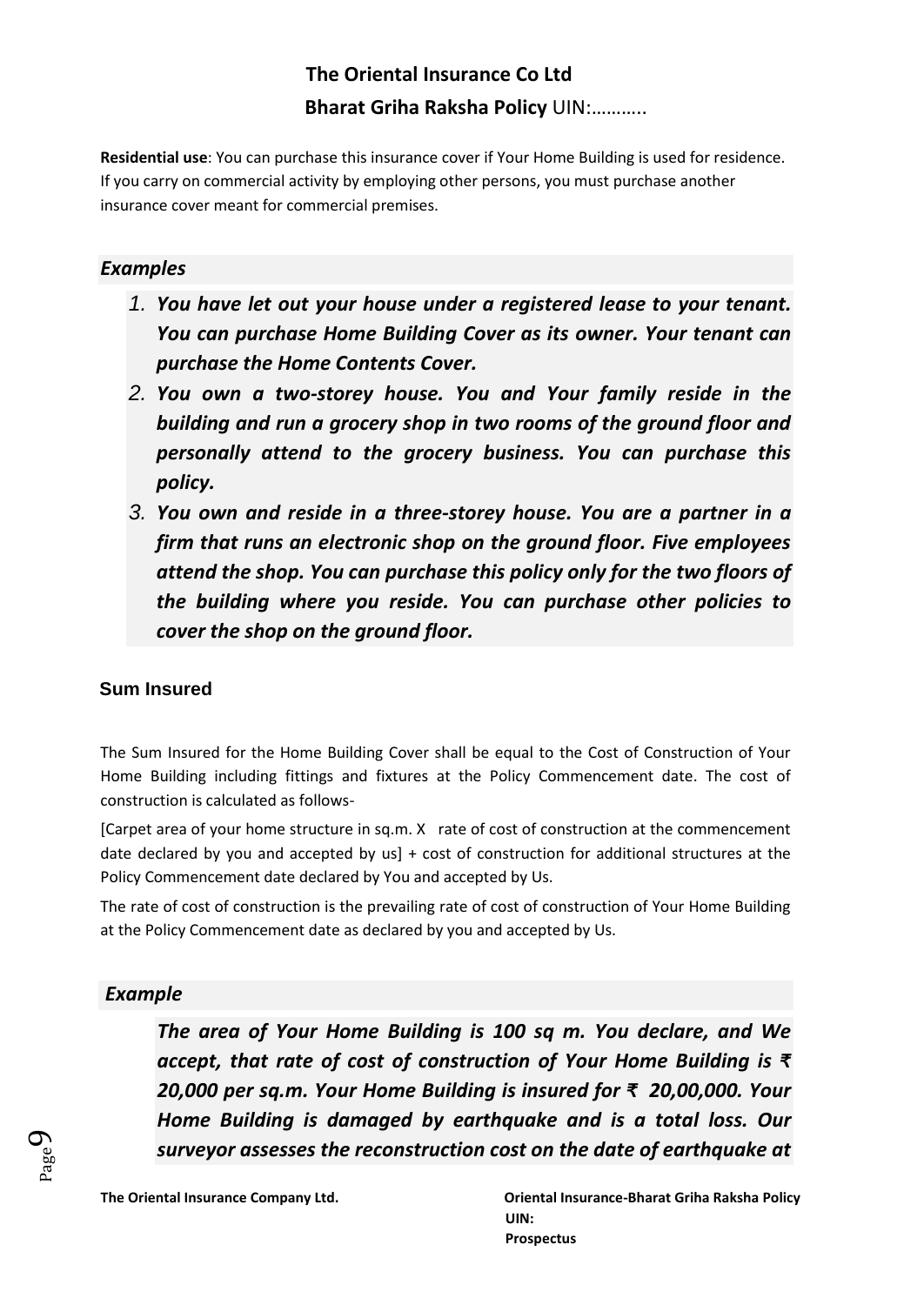**Residential use**: You can purchase this insurance cover if Your Home Building is used for residence. If you carry on commercial activity by employing other persons, you must purchase another insurance cover meant for commercial premises.

### *Examples*

1. ***You have let out your house under a registered lease to your tenant. You can purchase Home Building Cover as its owner. Your tenant can purchase the Home Contents Cover.***
2. ***You own a two-storey house. You and Your family reside in the building and run a grocery shop in two rooms of the ground floor and personally attend to the grocery business. You can purchase this policy.***
3. ***You own and reside in a three-storey house. You are a partner in a firm that runs an electronic shop on the ground floor. Five employees attend the shop. You can purchase this policy only for the two floors of the building where you reside. You can purchase other policies to cover the shop on the ground floor.***

### Sum Insured

The Sum Insured for the Home Building Cover shall be equal to the Cost of Construction of Your Home Building including fittings and fixtures at the Policy Commencement date. The cost of construction is calculated as follows-

[Carpet area of your home structure in sq.m. X rate of cost of construction at the commencement date declared by you and accepted by us] + cost of construction for additional structures at the Policy Commencement date declared by You and accepted by Us.

The rate of cost of construction is the prevailing rate of cost of construction of Your Home Building at the Policy Commencement date as declared by you and accepted by Us.

### *Example*

***The area of Your Home Building is 100 sq m. You declare, and We accept, that rate of cost of construction of Your Home Building is ₹ 20,000 per sq.m. Your Home Building is insured for ₹ 20,00,000. Your Home Building is damaged by earthquake and is a total loss. Our surveyor assesses the reconstruction cost on the date of earthquake at***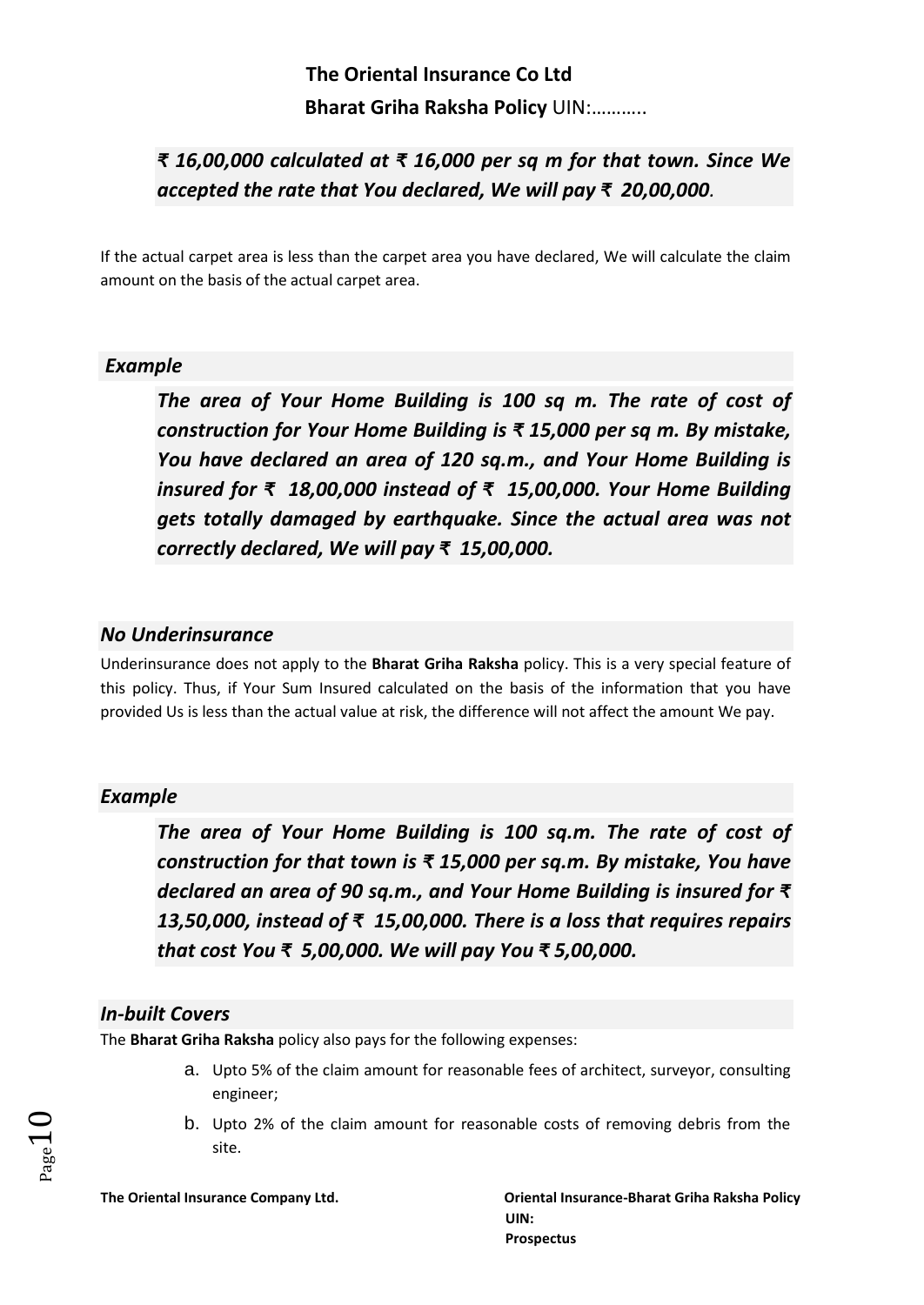*₹ 16,00,000 calculated at ₹ 16,000 per sq m for that town. Since We accepted the rate that You declared, We will pay ₹ 20,00,000.*

If the actual carpet area is less than the carpet area you have declared, We will calculate the claim amount on the basis of the actual carpet area.

### *Example*

***The area of Your Home Building is 100 sq m. The rate of cost of construction for Your Home Building is ₹ 15,000 per sq m. By mistake, You have declared an area of 120 sq.m., and Your Home Building is insured for ₹ 18,00,000 instead of ₹ 15,00,000. Your Home Building gets totally damaged by earthquake. Since the actual area was not correctly declared, We will pay ₹ 15,00,000.***

### *No Underinsurance*

Underinsurance does not apply to the **Bharat Griha Raksha** policy. This is a very special feature of this policy. Thus, if Your Sum Insured calculated on the basis of the information that you have provided Us is less than the actual value at risk, the difference will not affect the amount We pay.

### *Example*

***The area of Your Home Building is 100 sq.m. The rate of cost of construction for that town is ₹ 15,000 per sq.m. By mistake, You have declared an area of 90 sq.m., and Your Home Building is insured for ₹ 13,50,000, instead of ₹ 15,00,000. There is a loss that requires repairs that cost You ₹ 5,00,000. We will pay You ₹ 5,00,000.***

### *In-built Covers*

The **Bharat Griha Raksha** policy also pays for the following expenses:

a. Upto 5% of the claim amount for reasonable fees of architect, surveyor, consulting engineer;

b. Upto 2% of the claim amount for reasonable costs of removing debris from the site.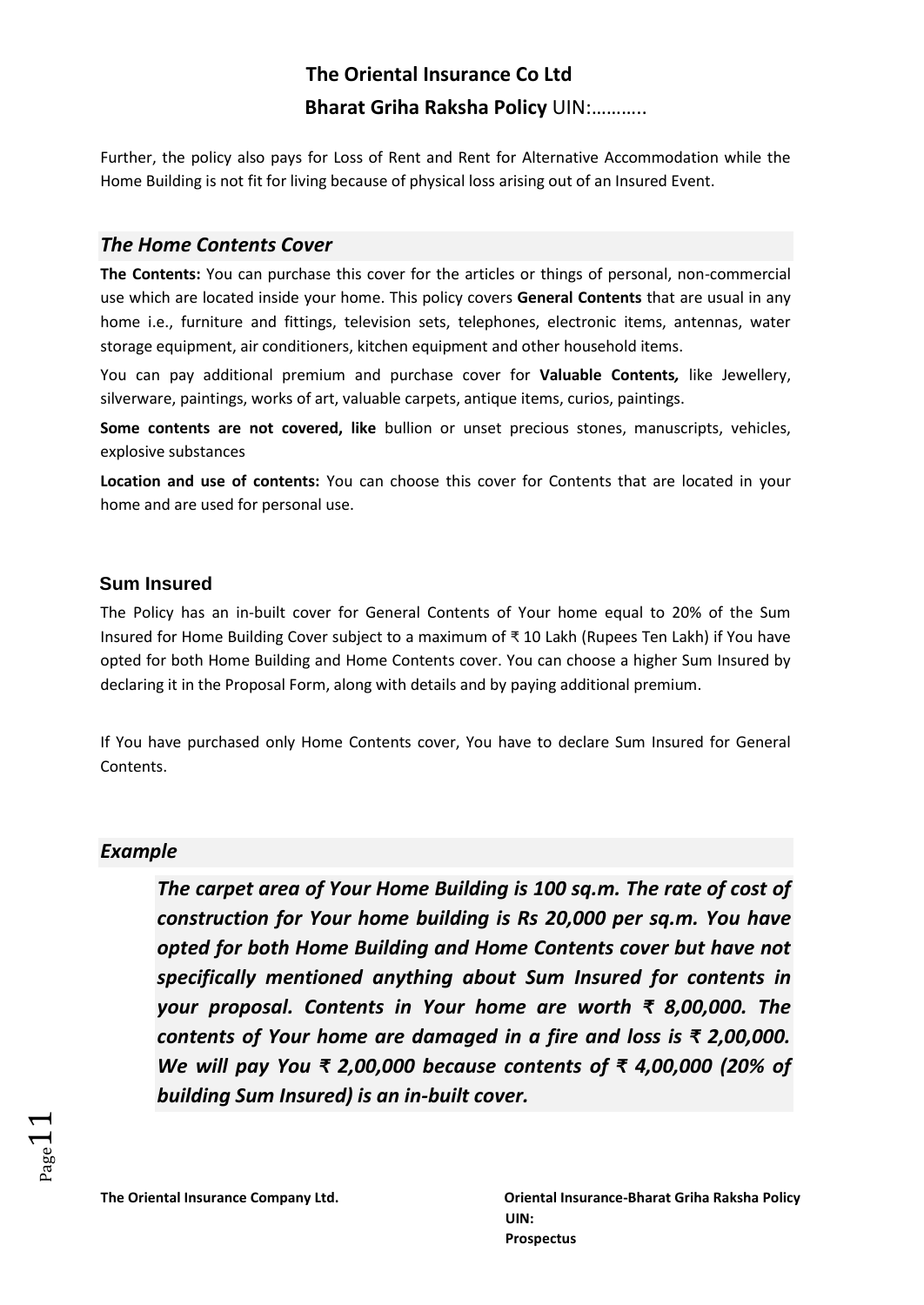Further, the policy also pays for Loss of Rent and Rent for Alternative Accommodation while the Home Building is not fit for living because of physical loss arising out of an Insured Event.

## *The Home Contents Cover*

**The Contents:** You can purchase this cover for the articles or things of personal, non-commercial use which are located inside your home. This policy covers **General Contents** that are usual in any home i.e., furniture and fittings, television sets, telephones, electronic items, antennas, water storage equipment, air conditioners, kitchen equipment and other household items.

You can pay additional premium and purchase cover for **Valuable Contents,** like Jewellery, silverware, paintings, works of art, valuable carpets, antique items, curios, paintings.

**Some contents are not covered, like** bullion or unset precious stones, manuscripts, vehicles, explosive substances

**Location and use of contents:** You can choose this cover for Contents that are located in your home and are used for personal use.

### Sum Insured

The Policy has an in-built cover for General Contents of Your home equal to 20% of the Sum Insured for Home Building Cover subject to a maximum of ₹ 10 Lakh (Rupees Ten Lakh) if You have opted for both Home Building and Home Contents cover. You can choose a higher Sum Insured by declaring it in the Proposal Form, along with details and by paying additional premium.

If You have purchased only Home Contents cover, You have to declare Sum Insured for General Contents.

## *Example*

> ***The carpet area of Your Home Building is 100 sq.m. The rate of cost of construction for Your home building is Rs 20,000 per sq.m. You have opted for both Home Building and Home Contents cover but have not specifically mentioned anything about Sum Insured for contents in your proposal. Contents in Your home are worth ₹ 8,00,000. The contents of Your home are damaged in a fire and loss is ₹ 2,00,000. We will pay You ₹ 2,00,000 because contents of ₹ 4,00,000 (20% of building Sum Insured) is an in-built cover.***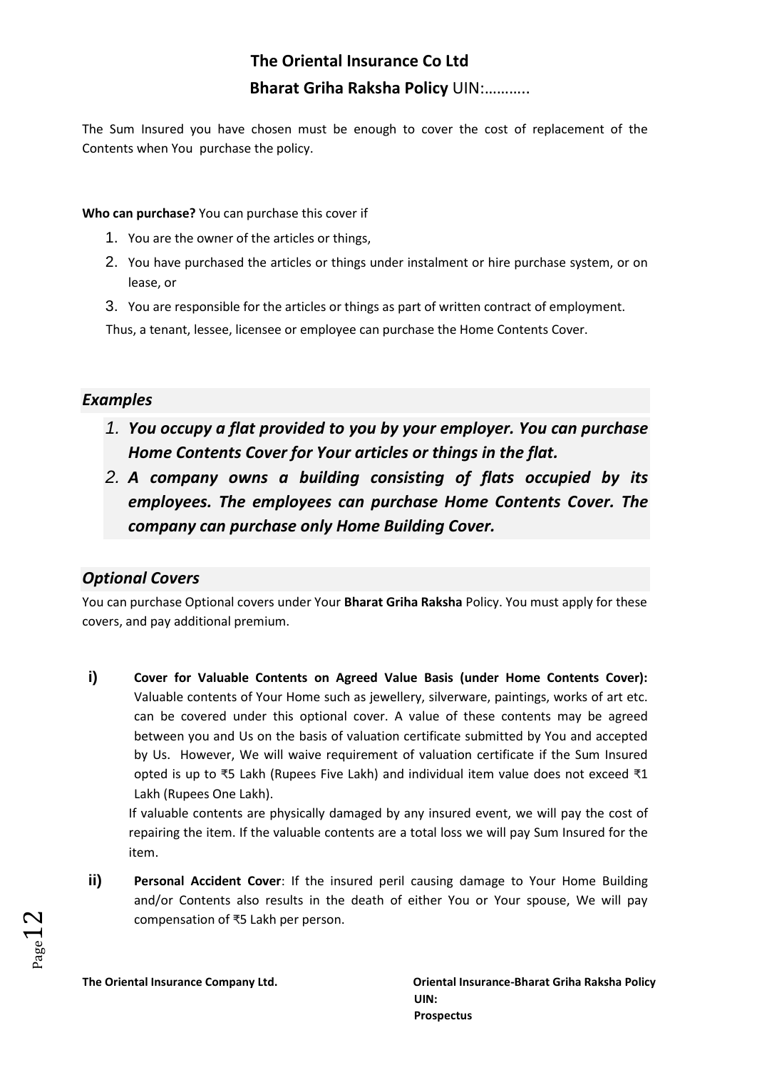The Sum Insured you have chosen must be enough to cover the cost of replacement of the Contents when You purchase the policy.

**Who can purchase?** You can purchase this cover if

1. You are the owner of the articles or things,
2. You have purchased the articles or things under instalment or hire purchase system, or on lease, or
3. You are responsible for the articles or things as part of written contract of employment.

Thus, a tenant, lessee, licensee or employee can purchase the Home Contents Cover.

## *Examples*

1. ***You occupy a flat provided to you by your employer. You can purchase Home Contents Cover for Your articles or things in the flat.***
2. ***A company owns a building consisting of flats occupied by its employees. The employees can purchase Home Contents Cover. The company can purchase only Home Building Cover.***

## *Optional Covers*

You can purchase Optional covers under Your **Bharat Griha Raksha** Policy. You must apply for these covers, and pay additional premium.

**i)** **Cover for Valuable Contents on Agreed Value Basis (under Home Contents Cover):** Valuable contents of Your Home such as jewellery, silverware, paintings, works of art etc. can be covered under this optional cover. A value of these contents may be agreed between you and Us on the basis of valuation certificate submitted by You and accepted by Us. However, We will waive requirement of valuation certificate if the Sum Insured opted is up to ₹5 Lakh (Rupees Five Lakh) and individual item value does not exceed ₹1 Lakh (Rupees One Lakh).

If valuable contents are physically damaged by any insured event, we will pay the cost of repairing the item. If the valuable contents are a total loss we will pay Sum Insured for the item.

**ii)** **Personal Accident Cover**: If the insured peril causing damage to Your Home Building and/or Contents also results in the death of either You or Your spouse, We will pay compensation of ₹5 Lakh per person.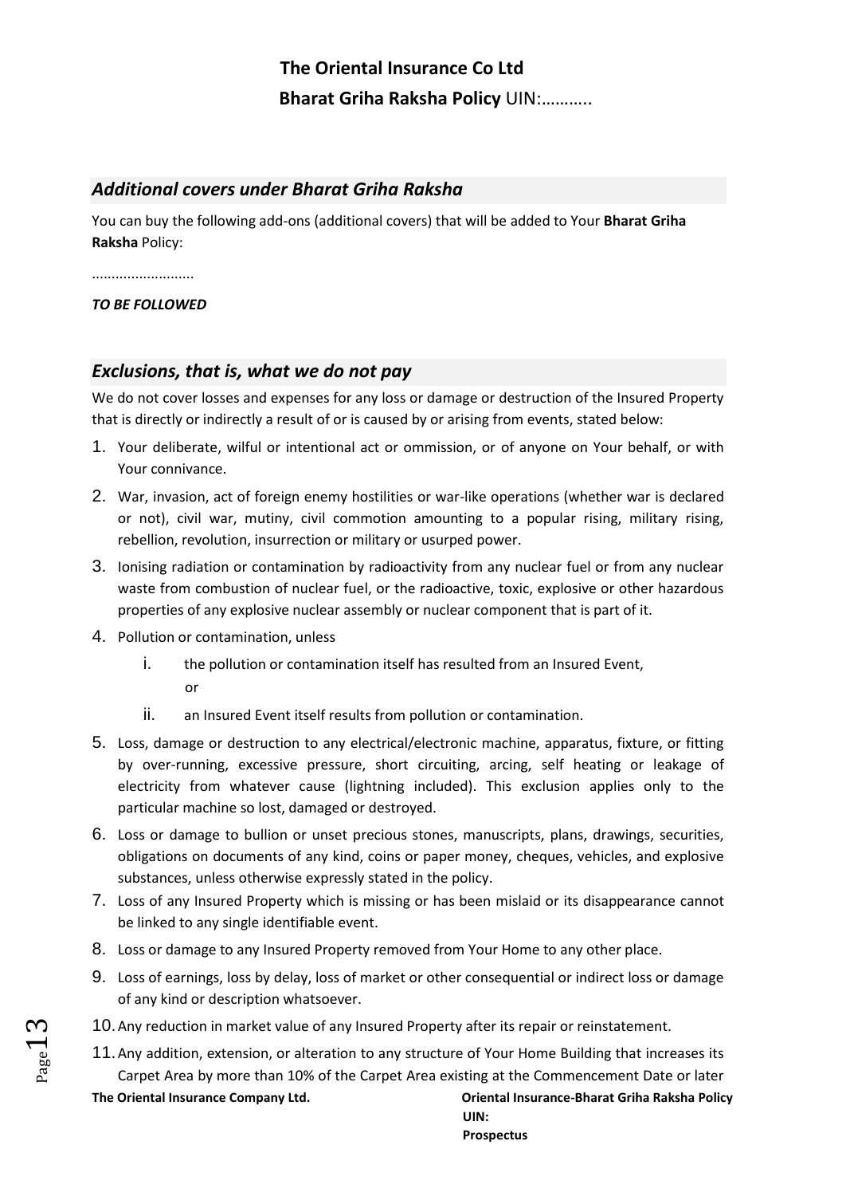# The Oriental Insurance Co Ltd

## Bharat Griha Raksha Policy UIN:………..

### *Additional covers under Bharat Griha Raksha*

You can buy the following add-ons (additional covers) that will be added to Your **Bharat Griha Raksha** Policy:

……………………..

***TO BE FOLLOWED***

### *Exclusions, that is, what we do not pay*

We do not cover losses and expenses for any loss or damage or destruction of the Insured Property that is directly or indirectly a result of or is caused by or arising from events, stated below:

1. Your deliberate, wilful or intentional act or ommission, or of anyone on Your behalf, or with Your connivance.
2. War, invasion, act of foreign enemy hostilities or war-like operations (whether war is declared or not), civil war, mutiny, civil commotion amounting to a popular rising, military rising, rebellion, revolution, insurrection or military or usurped power.
3. Ionising radiation or contamination by radioactivity from any nuclear fuel or from any nuclear waste from combustion of nuclear fuel, or the radioactive, toxic, explosive or other hazardous properties of any explosive nuclear assembly or nuclear component that is part of it.
4. Pollution or contamination, unless
   i. the pollution or contamination itself has resulted from an Insured Event, or
   ii. an Insured Event itself results from pollution or contamination.
5. Loss, damage or destruction to any electrical/electronic machine, apparatus, fixture, or fitting by over-running, excessive pressure, short circuiting, arcing, self heating or leakage of electricity from whatever cause (lightning included). This exclusion applies only to the particular machine so lost, damaged or destroyed.
6. Loss or damage to bullion or unset precious stones, manuscripts, plans, drawings, securities, obligations on documents of any kind, coins or paper money, cheques, vehicles, and explosive substances, unless otherwise expressly stated in the policy.
7. Loss of any Insured Property which is missing or has been mislaid or its disappearance cannot be linked to any single identifiable event.
8. Loss or damage to any Insured Property removed from Your Home to any other place.
9. Loss of earnings, loss by delay, loss of market or other consequential or indirect loss or damage of any kind or description whatsoever.
10. Any reduction in market value of any Insured Property after its repair or reinstatement.
11. Any addition, extension, or alteration to any structure of Your Home Building that increases its Carpet Area by more than 10% of the Carpet Area existing at the Commencement Date or later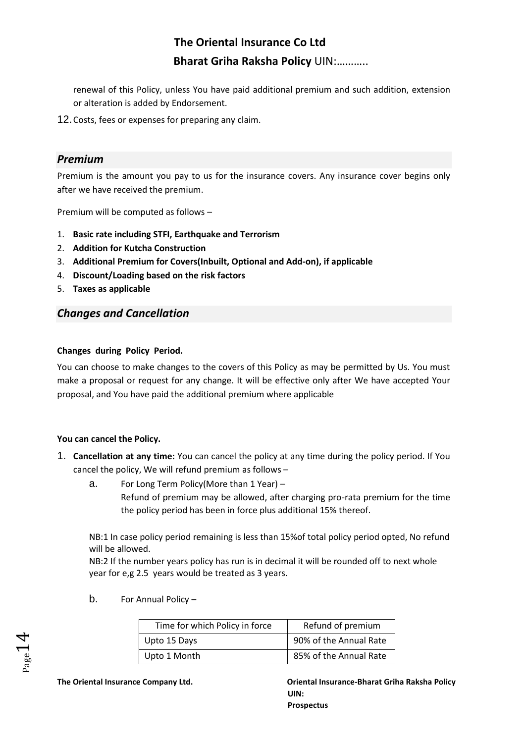renewal of this Policy, unless You have paid additional premium and such addition, extension or alteration is added by Endorsement.

12. Costs, fees or expenses for preparing any claim.

## *Premium*

Premium is the amount you pay to us for the insurance covers. Any insurance cover begins only after we have received the premium.

Premium will be computed as follows –

1. **Basic rate including STFI, Earthquake and Terrorism**
2. **Addition for Kutcha Construction**
3. **Additional Premium for Covers(Inbuilt, Optional and Add-on), if applicable**
4. **Discount/Loading based on the risk factors**
5. **Taxes as applicable**

## *Changes and Cancellation*

**Changes during Policy Period.**

You can choose to make changes to the covers of this Policy as may be permitted by Us. You must make a proposal or request for any change. It will be effective only after We have accepted Your proposal, and You have paid the additional premium where applicable

**You can cancel the Policy.**

1. **Cancellation at any time:** You can cancel the policy at any time during the policy period. If You cancel the policy, We will refund premium as follows –
   a. For Long Term Policy(More than 1 Year) –
      Refund of premium may be allowed, after charging pro-rata premium for the time the policy period has been in force plus additional 15% thereof.

   NB:1 In case policy period remaining is less than 15%of total policy period opted, No refund will be allowed.
   NB:2 If the number years policy has run is in decimal it will be rounded off to next whole year for e,g 2.5 years would be treated as 3 years.

   b. For Annual Policy –

| Time for which Policy in force | Refund of premium |
|---|---|
| Upto 15 Days | 90% of the Annual Rate |
| Upto 1 Month | 85% of the Annual Rate |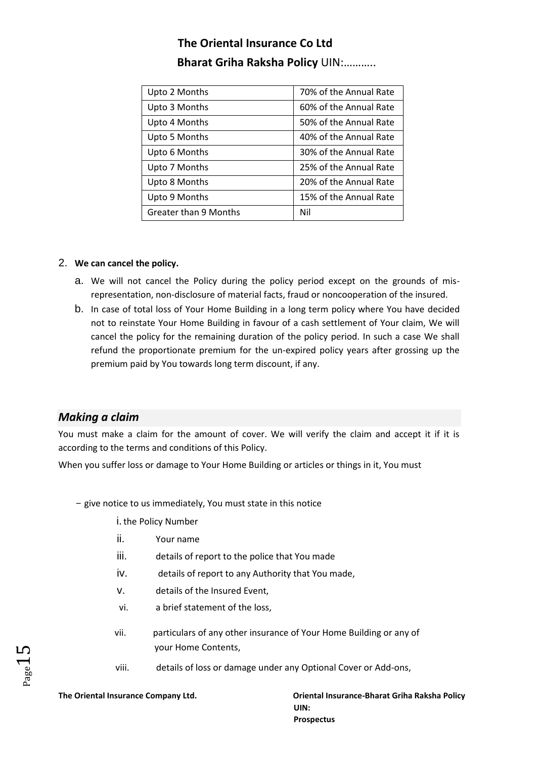| | |
|---|---|
| Upto 2 Months | 70% of the Annual Rate |
| Upto 3 Months | 60% of the Annual Rate |
| Upto 4 Months | 50% of the Annual Rate |
| Upto 5 Months | 40% of the Annual Rate |
| Upto 6 Months | 30% of the Annual Rate |
| Upto 7 Months | 25% of the Annual Rate |
| Upto 8 Months | 20% of the Annual Rate |
| Upto 9 Months | 15% of the Annual Rate |
| Greater than 9 Months | Nil |

2. **We can cancel the policy.**
   a. We will not cancel the Policy during the policy period except on the grounds of mis-representation, non-disclosure of material facts, fraud or noncooperation of the insured.
   b. In case of total loss of Your Home Building in a long term policy where You have decided not to reinstate Your Home Building in favour of a cash settlement of Your claim, We will cancel the policy for the remaining duration of the policy period. In such a case We shall refund the proportionate premium for the un-expired policy years after grossing up the premium paid by You towards long term discount, if any.

## *Making a claim*

You must make a claim for the amount of cover. We will verify the claim and accept it if it is according to the terms and conditions of this Policy.

When you suffer loss or damage to Your Home Building or articles or things in it, You must

- give notice to us immediately, You must state in this notice
  - i. the Policy Number
  - ii. Your name
  - iii. details of report to the police that You made
  - iv. details of report to any Authority that You made,
  - v. details of the Insured Event,
  - vi. a brief statement of the loss,
  - vii. particulars of any other insurance of Your Home Building or any of your Home Contents,
  - viii. details of loss or damage under any Optional Cover or Add-ons,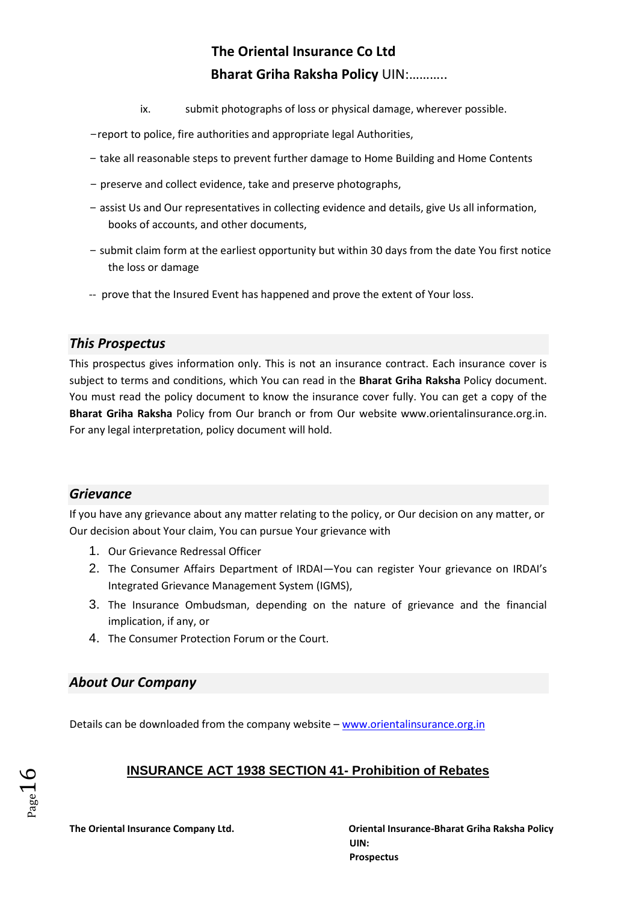ix. submit photographs of loss or physical damage, wherever possible.

− report to police, fire authorities and appropriate legal Authorities,

− take all reasonable steps to prevent further damage to Home Building and Home Contents

− preserve and collect evidence, take and preserve photographs,

− assist Us and Our representatives in collecting evidence and details, give Us all information, books of accounts, and other documents,

− submit claim form at the earliest opportunity but within 30 days from the date You first notice the loss or damage

-- prove that the Insured Event has happened and prove the extent of Your loss.

## *This Prospectus*

This prospectus gives information only. This is not an insurance contract. Each insurance cover is subject to terms and conditions, which You can read in the **Bharat Griha Raksha** Policy document. You must read the policy document to know the insurance cover fully. You can get a copy of the **Bharat Griha Raksha** Policy from Our branch or from Our website www.orientalinsurance.org.in. For any legal interpretation, policy document will hold.

## *Grievance*

If you have any grievance about any matter relating to the policy, or Our decision on any matter, or Our decision about Your claim, You can pursue Your grievance with

1. Our Grievance Redressal Officer
2. The Consumer Affairs Department of IRDAI—You can register Your grievance on IRDAI's Integrated Grievance Management System (IGMS),
3. The Insurance Ombudsman, depending on the nature of grievance and the financial implication, if any, or
4. The Consumer Protection Forum or the Court.

## *About Our Company*

Details can be downloaded from the company website – www.orientalinsurance.org.in

## INSURANCE ACT 1938 SECTION 41- Prohibition of Rebates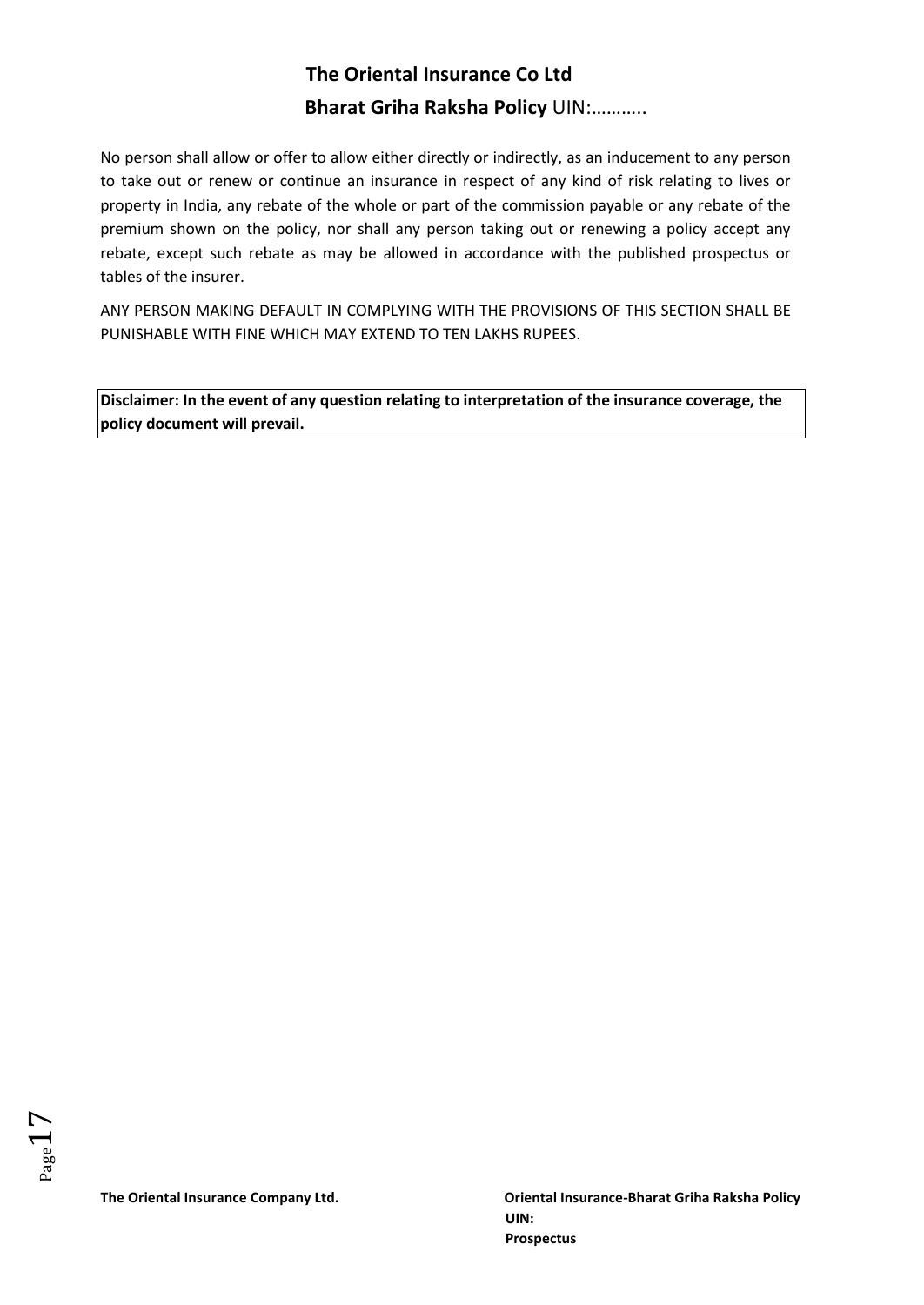No person shall allow or offer to allow either directly or indirectly, as an inducement to any person to take out or renew or continue an insurance in respect of any kind of risk relating to lives or property in India, any rebate of the whole or part of the commission payable or any rebate of the premium shown on the policy, nor shall any person taking out or renewing a policy accept any rebate, except such rebate as may be allowed in accordance with the published prospectus or tables of the insurer.

ANY PERSON MAKING DEFAULT IN COMPLYING WITH THE PROVISIONS OF THIS SECTION SHALL BE PUNISHABLE WITH FINE WHICH MAY EXTEND TO TEN LAKHS RUPEES.

**Disclaimer: In the event of any question relating to interpretation of the insurance coverage, the policy document will prevail.**